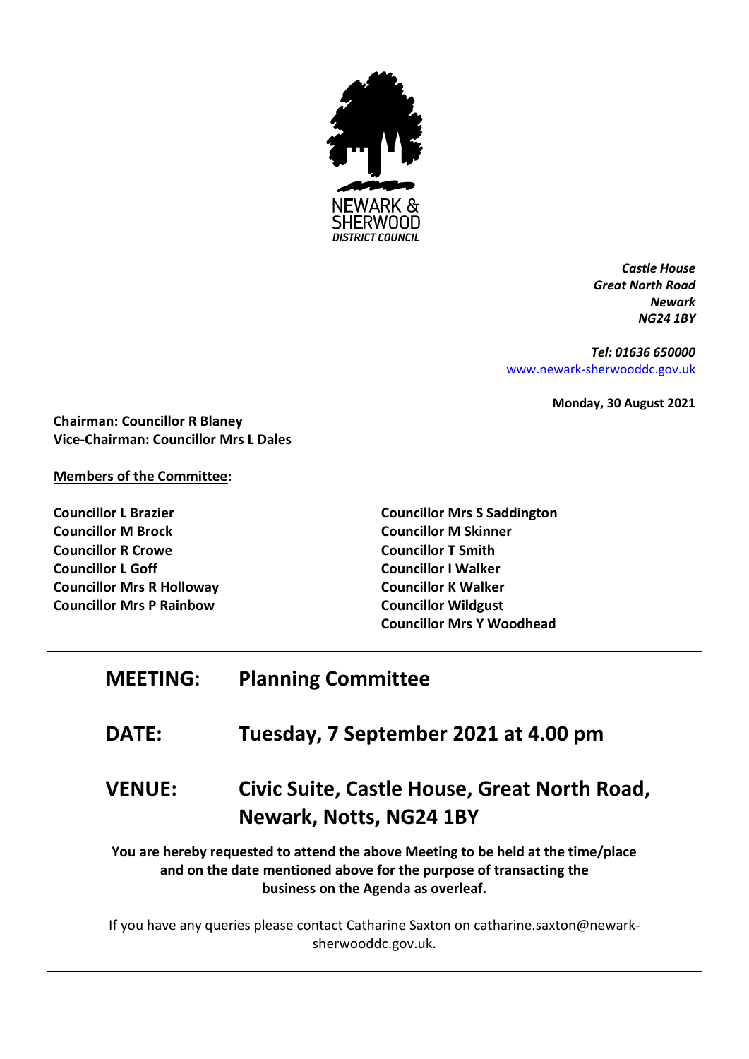NEWARK & SHERWOOD DISTRICT COUNCIL

*Castle House*
*Great North Road*
*Newark*
*NG24 1BY*

*Tel: 01636 650000*
www.newark-sherwooddc.gov.uk

**Monday, 30 August 2021**

**Chairman: Councillor R Blaney**
**Vice-Chairman: Councillor Mrs L Dales**

**Members of the Committee:**

**Councillor L Brazier**
**Councillor M Brock**
**Councillor R Crowe**
**Councillor L Goff**
**Councillor Mrs R Holloway**
**Councillor Mrs P Rainbow**
**Councillor Mrs S Saddington**
**Councillor M Skinner**
**Councillor T Smith**
**Councillor I Walker**
**Councillor K Walker**
**Councillor Wildgust**
**Councillor Mrs Y Woodhead**

## MEETING: Planning Committee

## DATE: Tuesday, 7 September 2021 at 4.00 pm

## VENUE: Civic Suite, Castle House, Great North Road, Newark, Notts, NG24 1BY

**You are hereby requested to attend the above Meeting to be held at the time/place and on the date mentioned above for the purpose of transacting the business on the Agenda as overleaf.**

If you have any queries please contact Catharine Saxton on catharine.saxton@newark-sherwooddc.gov.uk.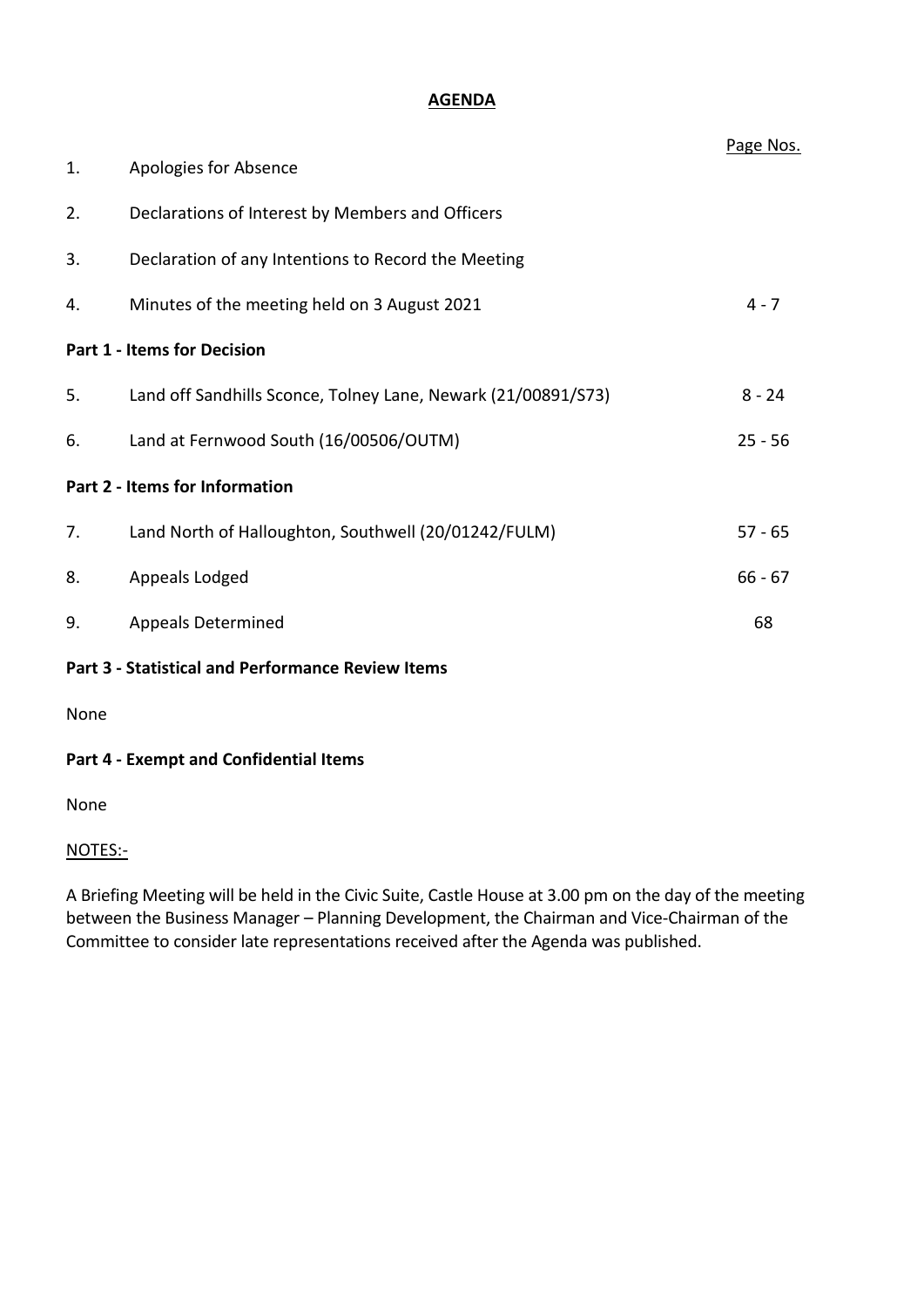# AGENDA

| | | Page Nos. |
|---|---|---|
| 1. | Apologies for Absence | |
| 2. | Declarations of Interest by Members and Officers | |
| 3. | Declaration of any Intentions to Record the Meeting | |
| 4. | Minutes of the meeting held on 3 August 2021 | 4 - 7 |
| **Part 1 - Items for Decision** | | |
| 5. | Land off Sandhills Sconce, Tolney Lane, Newark (21/00891/S73) | 8 - 24 |
| 6. | Land at Fernwood South (16/00506/OUTM) | 25 - 56 |
| **Part 2 - Items for Information** | | |
| 7. | Land North of Halloughton, Southwell (20/01242/FULM) | 57 - 65 |
| 8. | Appeals Lodged | 66 - 67 |
| 9. | Appeals Determined | 68 |

**Part 3 - Statistical and Performance Review Items**

None

**Part 4 - Exempt and Confidential Items**

None

NOTES:-

A Briefing Meeting will be held in the Civic Suite, Castle House at 3.00 pm on the day of the meeting between the Business Manager – Planning Development, the Chairman and Vice-Chairman of the Committee to consider late representations received after the Agenda was published.